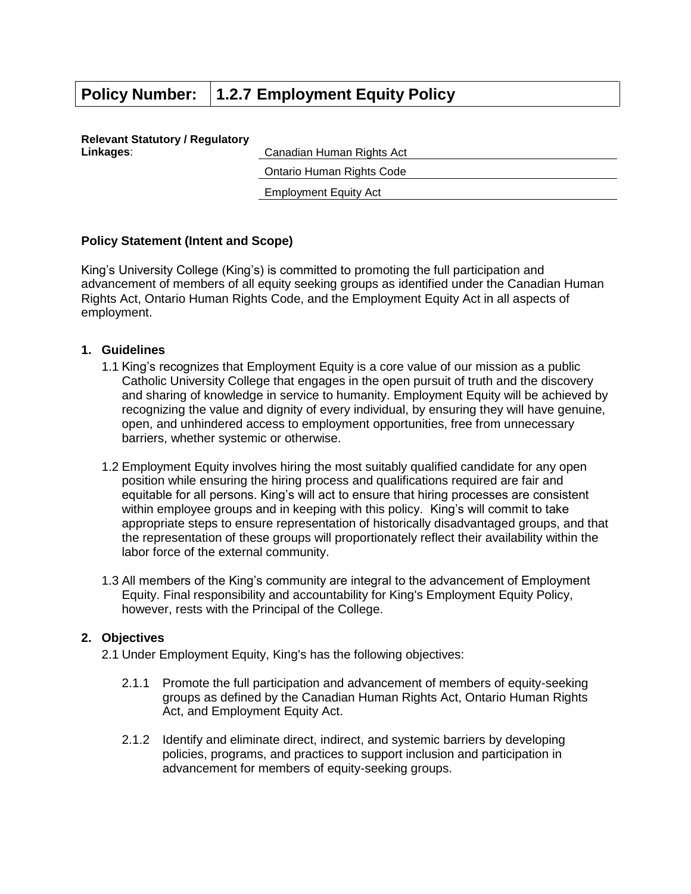| Policy Number: | 1.2.7 Employment Equity Policy |
| --- | --- |

**Relevant Statutory / Regulatory Linkages**:

- Canadian Human Rights Act
- Ontario Human Rights Code
- Employment Equity Act

**Policy Statement (Intent and Scope)**

King's University College (King's) is committed to promoting the full participation and advancement of members of all equity seeking groups as identified under the Canadian Human Rights Act, Ontario Human Rights Code, and the Employment Equity Act in all aspects of employment.

**1. Guidelines**

1.1 King's recognizes that Employment Equity is a core value of our mission as a public Catholic University College that engages in the open pursuit of truth and the discovery and sharing of knowledge in service to humanity. Employment Equity will be achieved by recognizing the value and dignity of every individual, by ensuring they will have genuine, open, and unhindered access to employment opportunities, free from unnecessary barriers, whether systemic or otherwise.

1.2 Employment Equity involves hiring the most suitably qualified candidate for any open position while ensuring the hiring process and qualifications required are fair and equitable for all persons. King's will act to ensure that hiring processes are consistent within employee groups and in keeping with this policy. King's will commit to take appropriate steps to ensure representation of historically disadvantaged groups, and that the representation of these groups will proportionately reflect their availability within the labor force of the external community.

1.3 All members of the King's community are integral to the advancement of Employment Equity. Final responsibility and accountability for King's Employment Equity Policy, however, rests with the Principal of the College.

**2. Objectives**

2.1 Under Employment Equity, King's has the following objectives:

2.1.1 Promote the full participation and advancement of members of equity-seeking groups as defined by the Canadian Human Rights Act, Ontario Human Rights Act, and Employment Equity Act.

2.1.2 Identify and eliminate direct, indirect, and systemic barriers by developing policies, programs, and practices to support inclusion and participation in advancement for members of equity-seeking groups.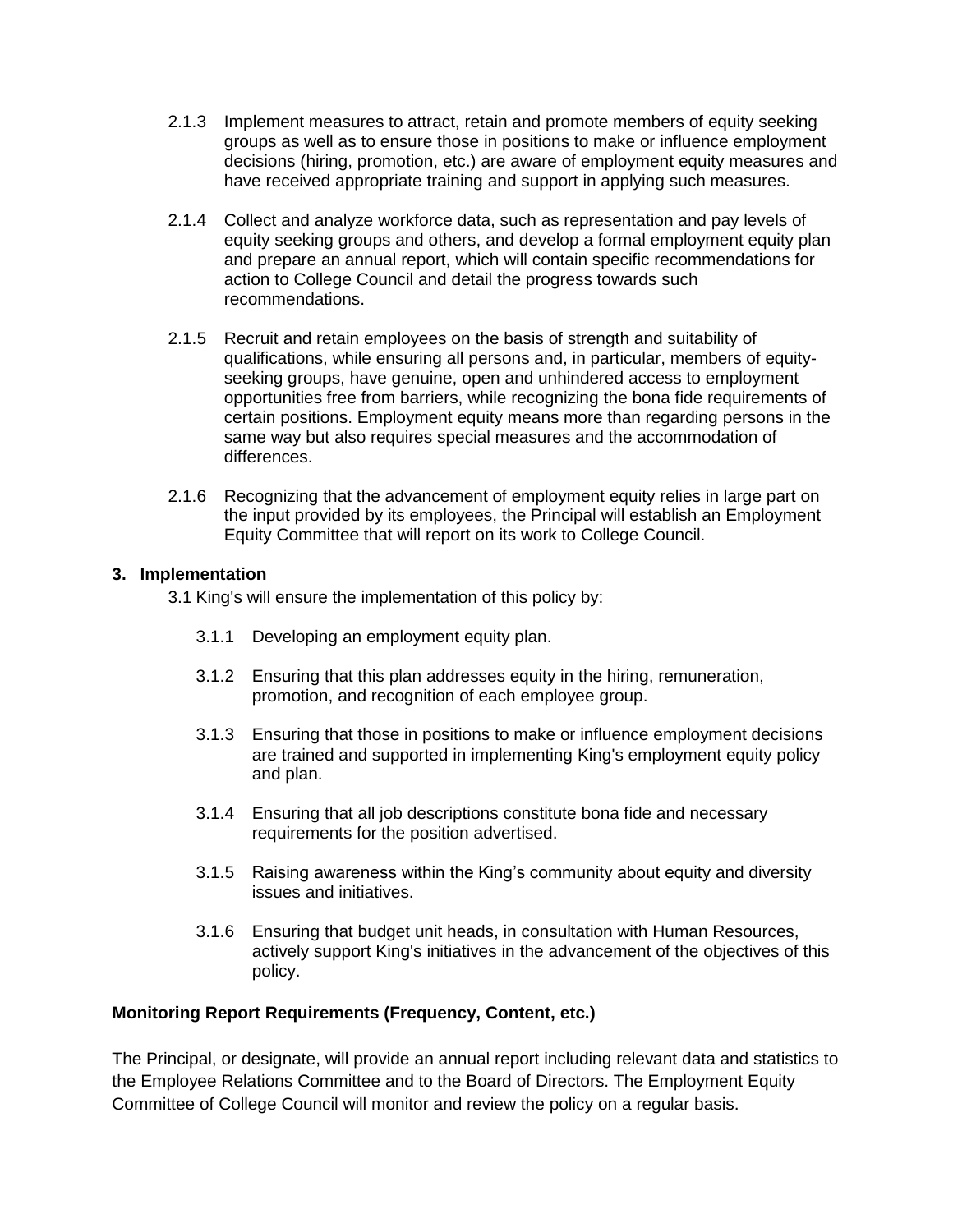2.1.3 Implement measures to attract, retain and promote members of equity seeking groups as well as to ensure those in positions to make or influence employment decisions (hiring, promotion, etc.) are aware of employment equity measures and have received appropriate training and support in applying such measures.

2.1.4 Collect and analyze workforce data, such as representation and pay levels of equity seeking groups and others, and develop a formal employment equity plan and prepare an annual report, which will contain specific recommendations for action to College Council and detail the progress towards such recommendations.

2.1.5 Recruit and retain employees on the basis of strength and suitability of qualifications, while ensuring all persons and, in particular, members of equity-seeking groups, have genuine, open and unhindered access to employment opportunities free from barriers, while recognizing the bona fide requirements of certain positions. Employment equity means more than regarding persons in the same way but also requires special measures and the accommodation of differences.

2.1.6 Recognizing that the advancement of employment equity relies in large part on the input provided by its employees, the Principal will establish an Employment Equity Committee that will report on its work to College Council.

## 3. Implementation

3.1 King's will ensure the implementation of this policy by:

3.1.1 Developing an employment equity plan.

3.1.2 Ensuring that this plan addresses equity in the hiring, remuneration, promotion, and recognition of each employee group.

3.1.3 Ensuring that those in positions to make or influence employment decisions are trained and supported in implementing King's employment equity policy and plan.

3.1.4 Ensuring that all job descriptions constitute bona fide and necessary requirements for the position advertised.

3.1.5 Raising awareness within the King's community about equity and diversity issues and initiatives.

3.1.6 Ensuring that budget unit heads, in consultation with Human Resources, actively support King's initiatives in the advancement of the objectives of this policy.

**Monitoring Report Requirements (Frequency, Content, etc.)**

The Principal, or designate, will provide an annual report including relevant data and statistics to the Employee Relations Committee and to the Board of Directors. The Employment Equity Committee of College Council will monitor and review the policy on a regular basis.